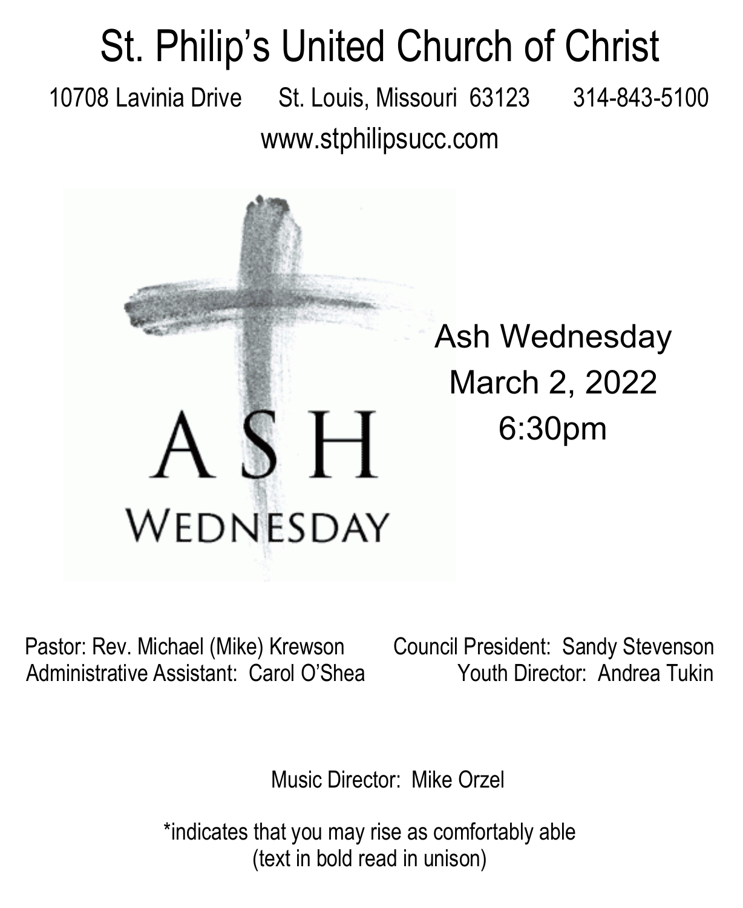# St. Philip's United Church of Christ

10708 Lavinia Drive St. Louis, Missouri 63123 314-843-5100

www.stphilipsucc.com

ASH WEDNESDAY

Ash Wednesday
March 2, 2022
6:30pm

Pastor: Rev. Michael (Mike) Krewson
Administrative Assistant: Carol O'Shea

Council President: Sandy Stevenson
Youth Director: Andrea Tukin

Music Director: Mike Orzel

*indicates that you may rise as comfortably able
(text in bold read in unison)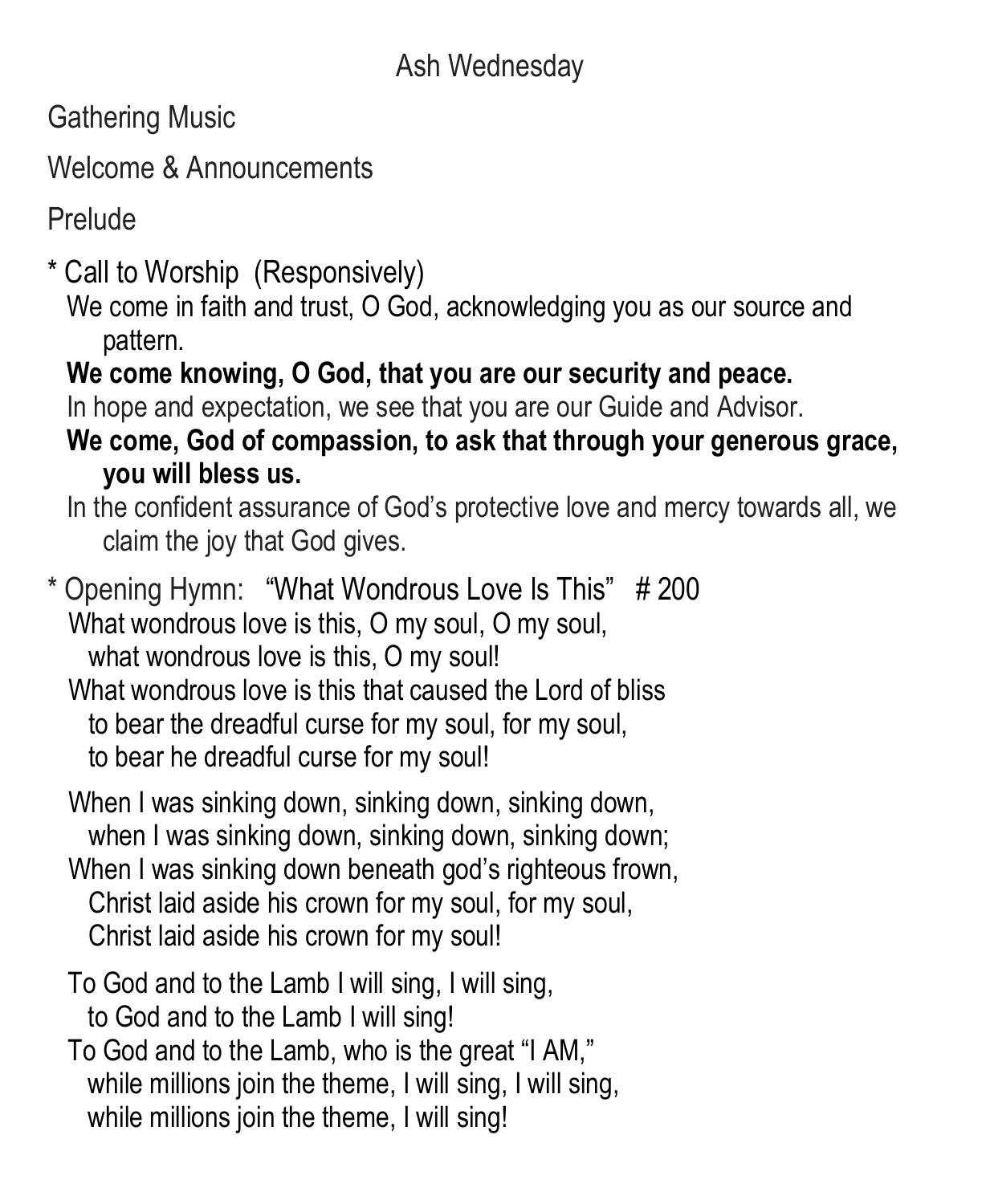# Ash Wednesday

Gathering Music

Welcome & Announcements

Prelude

\* Call to Worship (Responsively)

We come in faith and trust, O God, acknowledging you as our source and pattern.

**We come knowing, O God, that you are our security and peace.**

In hope and expectation, we see that you are our Guide and Advisor.

**We come, God of compassion, to ask that through your generous grace, you will bless us.**

In the confident assurance of God's protective love and mercy towards all, we claim the joy that God gives.

\* Opening Hymn: "What Wondrous Love Is This" # 200

What wondrous love is this, O my soul, O my soul,
what wondrous love is this, O my soul!
What wondrous love is this that caused the Lord of bliss
to bear the dreadful curse for my soul, for my soul,
to bear he dreadful curse for my soul!

When I was sinking down, sinking down, sinking down,
when I was sinking down, sinking down, sinking down;
When I was sinking down beneath god's righteous frown,
Christ laid aside his crown for my soul, for my soul,
Christ laid aside his crown for my soul!

To God and to the Lamb I will sing, I will sing,
to God and to the Lamb I will sing!
To God and to the Lamb, who is the great "I AM,"
while millions join the theme, I will sing, I will sing,
while millions join the theme, I will sing!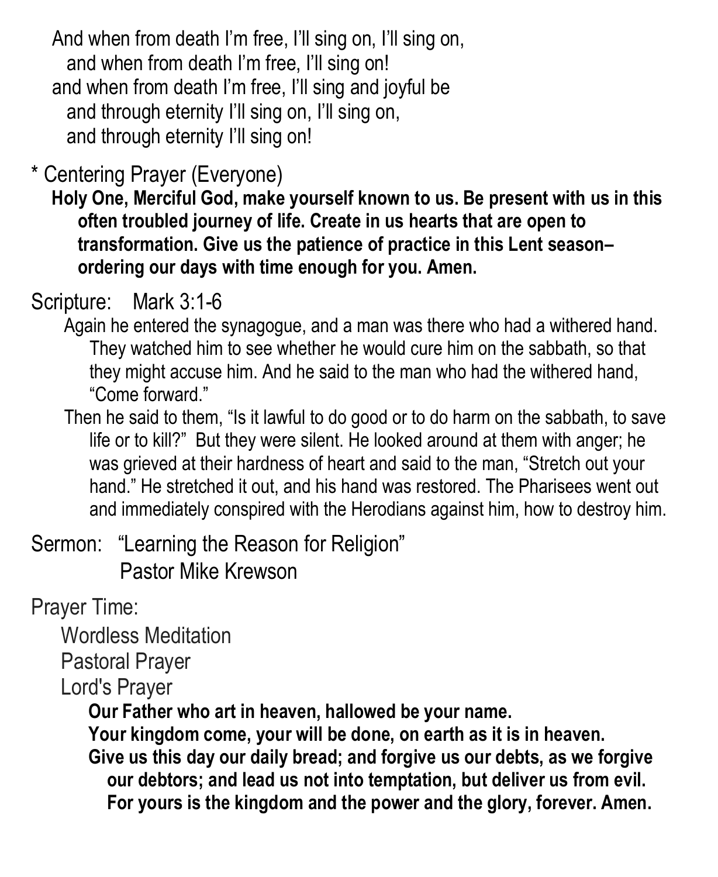And when from death I'm free, I'll sing on, I'll sing on,
and when from death I'm free, I'll sing on!
and when from death I'm free, I'll sing and joyful be
and through eternity I'll sing on, I'll sing on,
and through eternity I'll sing on!

\* Centering Prayer (Everyone)

**Holy One, Merciful God, make yourself known to us. Be present with us in this often troubled journey of life. Create in us hearts that are open to transformation. Give us the patience of practice in this Lent season– ordering our days with time enough for you. Amen.**

Scripture: Mark 3:1-6

Again he entered the synagogue, and a man was there who had a withered hand. They watched him to see whether he would cure him on the sabbath, so that they might accuse him. And he said to the man who had the withered hand, "Come forward."

Then he said to them, "Is it lawful to do good or to do harm on the sabbath, to save life or to kill?" But they were silent. He looked around at them with anger; he was grieved at their hardness of heart and said to the man, "Stretch out your hand." He stretched it out, and his hand was restored. The Pharisees went out and immediately conspired with the Herodians against him, how to destroy him.

Sermon: "Learning the Reason for Religion"
Pastor Mike Krewson

Prayer Time:

Wordless Meditation
Pastoral Prayer
Lord's Prayer

**Our Father who art in heaven, hallowed be your name.**
**Your kingdom come, your will be done, on earth as it is in heaven.**
**Give us this day our daily bread; and forgive us our debts, as we forgive our debtors; and lead us not into temptation, but deliver us from evil. For yours is the kingdom and the power and the glory, forever. Amen.**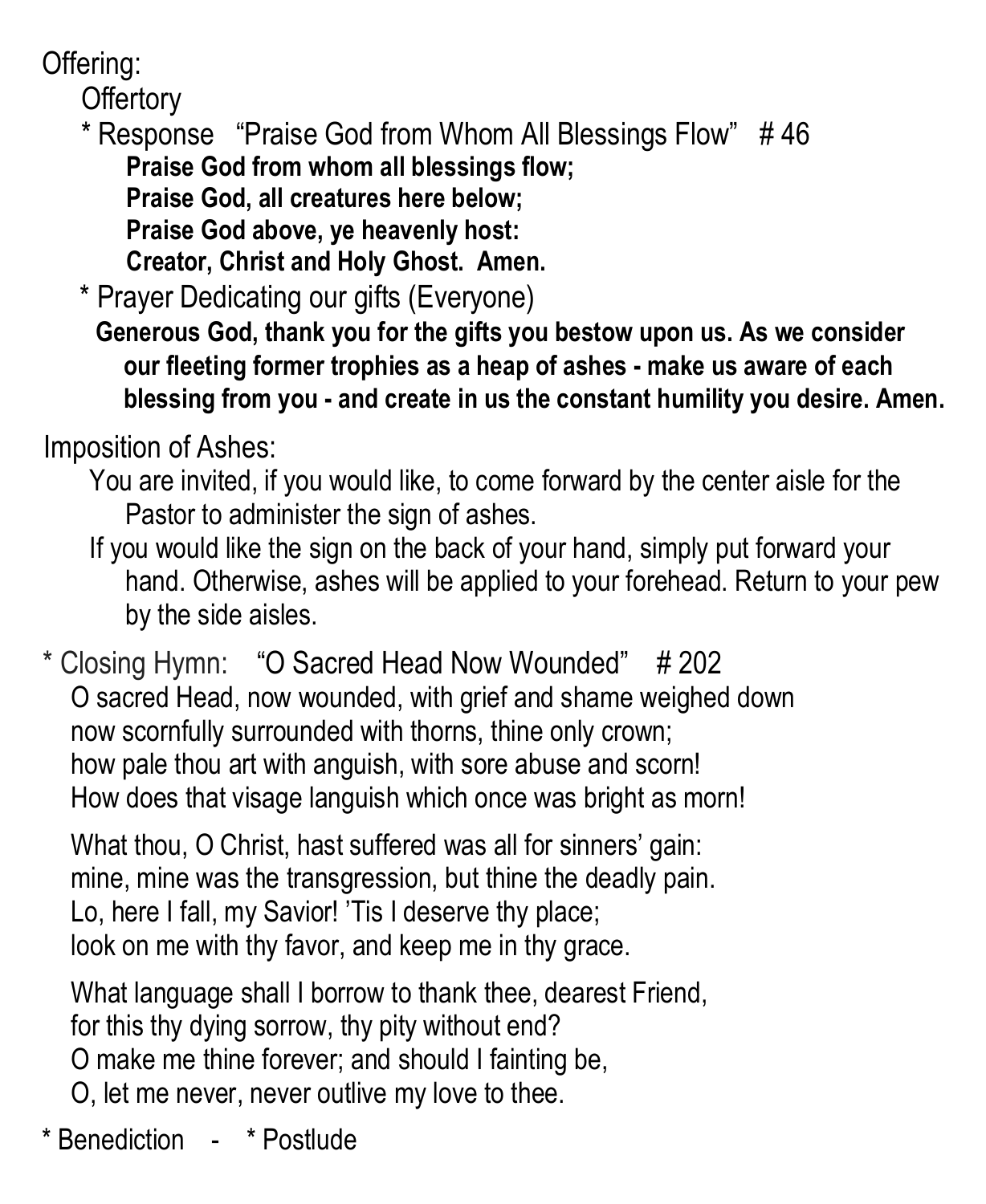Offering:

Offertory

\* Response "Praise God from Whom All Blessings Flow" # 46

**Praise God from whom all blessings flow;**
**Praise God, all creatures here below;**
**Praise God above, ye heavenly host:**
**Creator, Christ and Holy Ghost. Amen.**

\* Prayer Dedicating our gifts (Everyone)

**Generous God, thank you for the gifts you bestow upon us. As we consider our fleeting former trophies as a heap of ashes - make us aware of each blessing from you - and create in us the constant humility you desire. Amen.**

Imposition of Ashes:

You are invited, if you would like, to come forward by the center aisle for the Pastor to administer the sign of ashes.

If you would like the sign on the back of your hand, simply put forward your hand. Otherwise, ashes will be applied to your forehead. Return to your pew by the side aisles.

\* Closing Hymn: "O Sacred Head Now Wounded" # 202

O sacred Head, now wounded, with grief and shame weighed down
now scornfully surrounded with thorns, thine only crown;
how pale thou art with anguish, with sore abuse and scorn!
How does that visage languish which once was bright as morn!

What thou, O Christ, hast suffered was all for sinners' gain:
mine, mine was the transgression, but thine the deadly pain.
Lo, here I fall, my Savior! 'Tis I deserve thy place;
look on me with thy favor, and keep me in thy grace.

What language shall I borrow to thank thee, dearest Friend,
for this thy dying sorrow, thy pity without end?
O make me thine forever; and should I fainting be,
O, let me never, never outlive my love to thee.

\* Benediction - \* Postlude